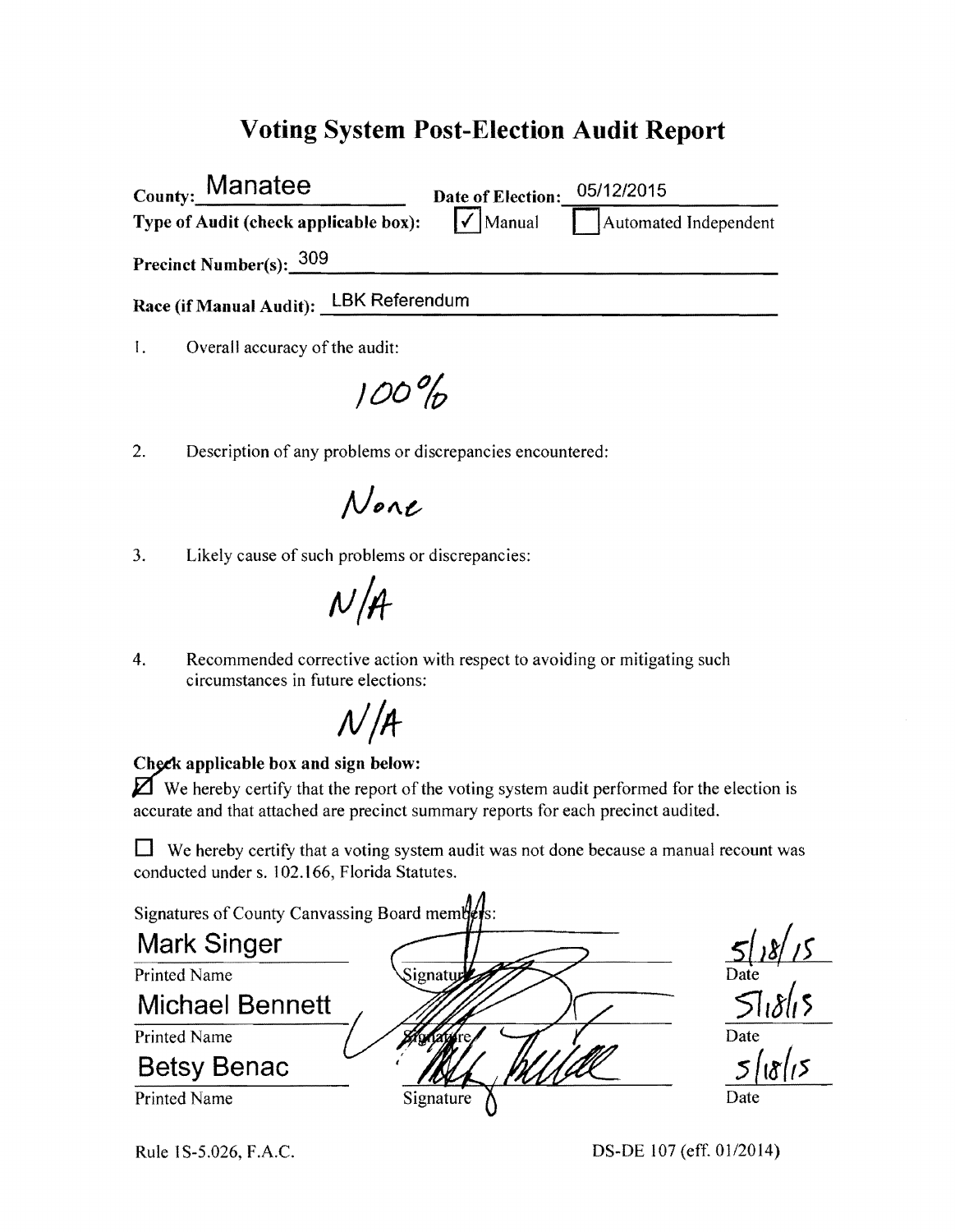# Voting System Post-Election Audit Report

**County:** Manatee **Date of Election:** 05/12/2015

**Type of Audit (check applicable box):** ☑ Manual ☐ Automated Independent

**Precinct Number(s):** 309

**Race (if Manual Audit):** LBK Referendum

1. Overall accuracy of the audit:

   100%

2. Description of any problems or discrepancies encountered:

   None

3. Likely cause of such problems or discrepancies:

   N/A

4. Recommended corrective action with respect to avoiding or mitigating such circumstances in future elections:

   N/A

**Check applicable box and sign below:**

☑ We hereby certify that the report of the voting system audit performed for the election is accurate and that attached are precinct summary reports for each precinct audited.

☐ We hereby certify that a voting system audit was not done because a manual recount was conducted under s. 102.166, Florida Statutes.

Signatures of County Canvassing Board members:

| Printed Name | Signature | Date |
|---|---|---|
| Mark Singer | [Signature] | 5/18/15 |
| Michael Bennett | [Signature] | 5/18/15 |
| Betsy Benac | [Signature] | 5/18/15 |

Rule 1S-5.026, F.A.C. DS-DE 107 (eff. 01/2014)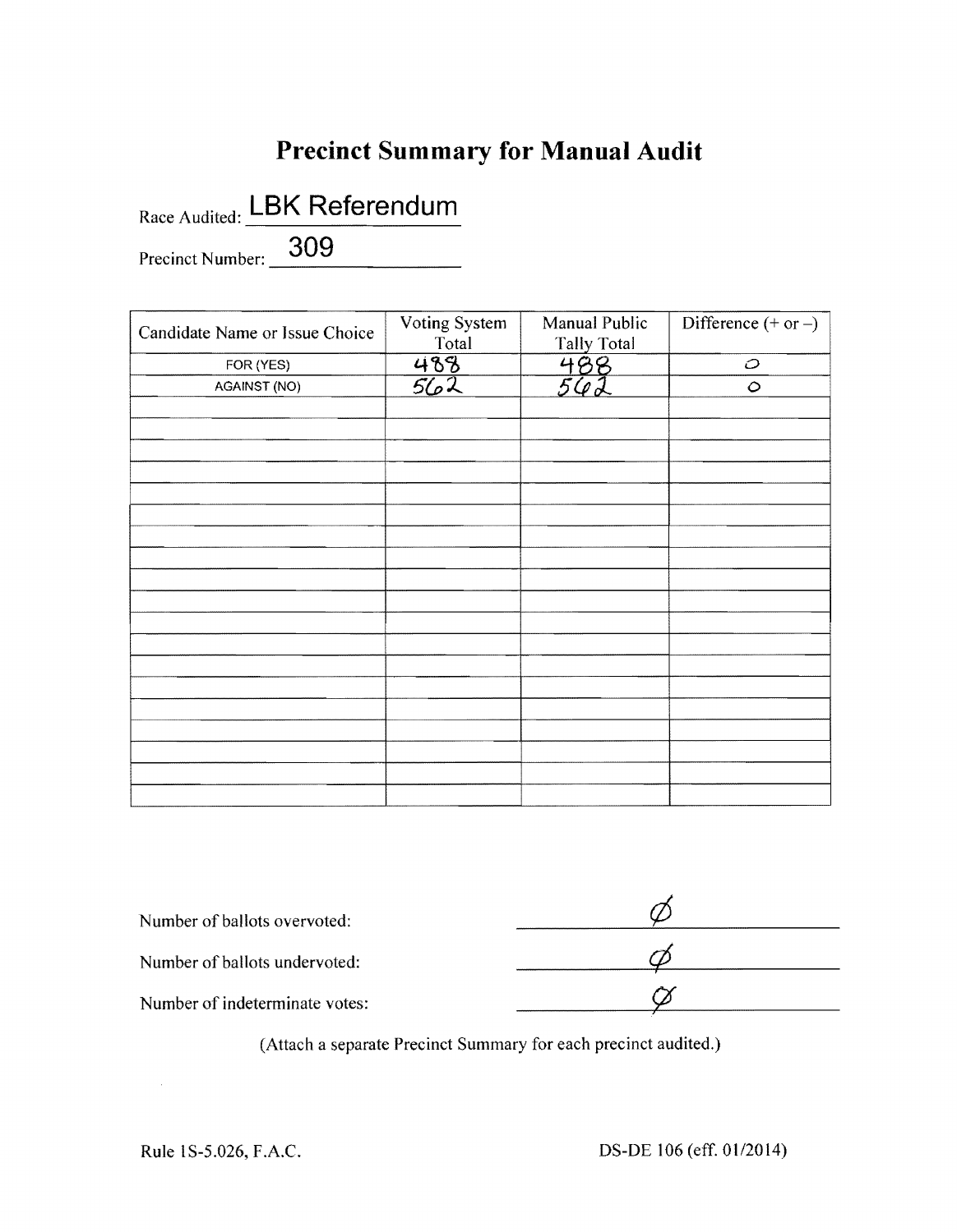# Precinct Summary for Manual Audit

Race Audited: LBK Referendum

Precinct Number: 309

| Candidate Name or Issue Choice | Voting System Total | Manual Public Tally Total | Difference (+ or –) |
|---|---|---|---|
| FOR (YES) | 488 | 488 | 0 |
| AGAINST (NO) | 562 | 562 | 0 |
| | | | |
| | | | |
| | | | |
| | | | |
| | | | |
| | | | |
| | | | |
| | | | |
| | | | |
| | | | |
| | | | |
| | | | |
| | | | |
| | | | |
| | | | |
| | | | |
| | | | |

Number of ballots overvoted: Ø

Number of ballots undervoted: Ø

Number of indeterminate votes: Ø

(Attach a separate Precinct Summary for each precinct audited.)

Rule 1S-5.026, F.A.C. DS-DE 106 (eff. 01/2014)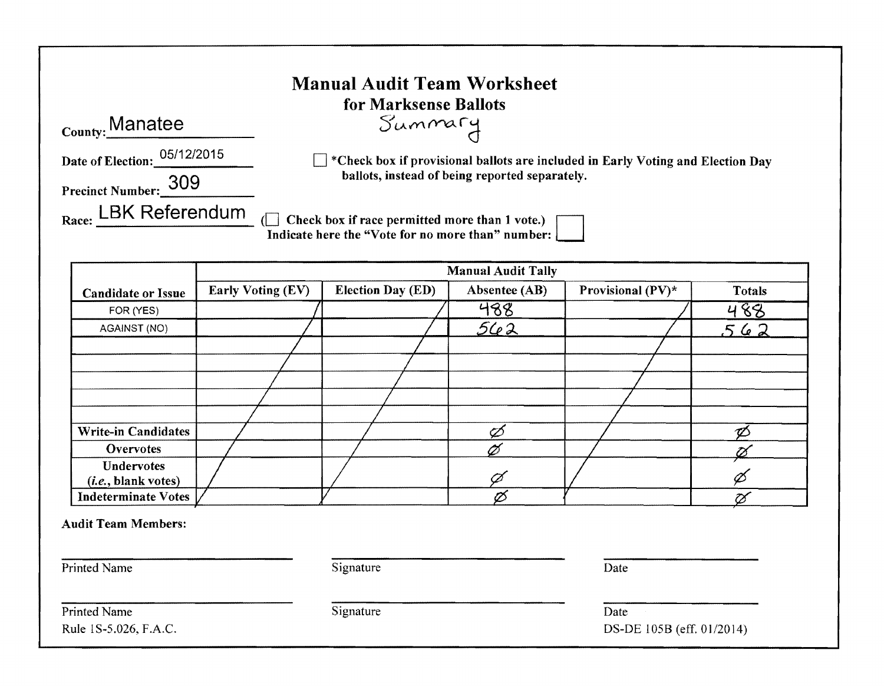# Manual Audit Team Worksheet

## for Marksense Ballots

Summary

County: Manatee

Date of Election: 05/12/2015

Precinct Number: 309

Race: LBK Referendum

☐ *Check box if provisional ballots are included in Early Voting and Election Day ballots, instead of being reported separately.

(☐ Check box if race permitted more than 1 vote.)
Indicate here the "Vote for no more than" number: ☐

| Candidate or Issue | Manual Audit Tally | | | | |
|---|---|---|---|---|---|
| | Early Voting (EV) | Election Day (ED) | Absentee (AB) | Provisional (PV)* | Totals |
| FOR (YES) | / | / | 488 | / | 488 |
| AGAINST (NO) | / | / | 562 | / | 562 |
| | | | | | |
| | | | | | |
| | | | | | |
| | | | | | |
| | | | | | |
| Write-in Candidates | | | Ø | | Ø |
| Overvotes | | | Ø | | Ø |
| Undervotes (*i.e.*, blank votes) | | | Ø | | Ø |
| Indeterminate Votes | | | Ø | | Ø |

**Audit Team Members:**

Printed Name | Signature | Date

Printed Name | Signature | Date

Rule 1S-5.026, F.A.C.

DS-DE 105B (eff. 01/2014)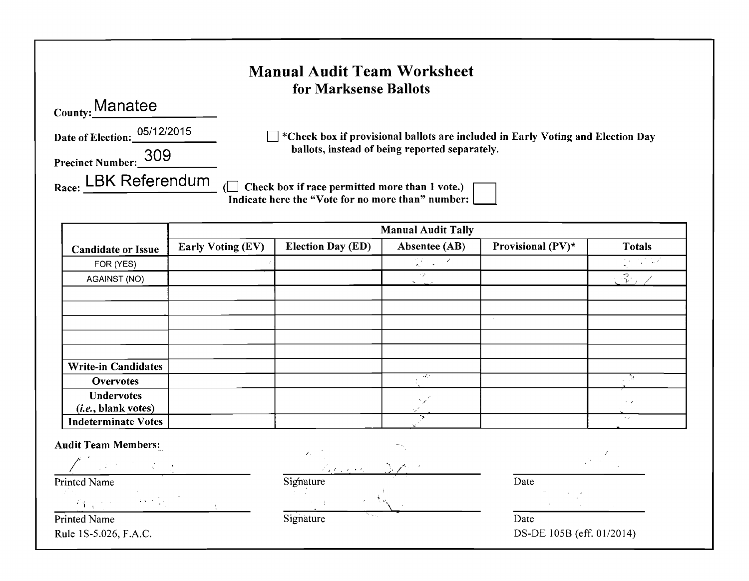# Manual Audit Team Worksheet
## for Marksense Ballots

County: Manatee

Date of Election: 05/12/2015

Precinct Number: 309

Race: LBK Referendum

☐ *Check box if provisional ballots are included in Early Voting and Election Day ballots, instead of being reported separately.

(☐ Check box if race permitted more than 1 vote.)
Indicate here the "Vote for no more than" number: ☐

| Candidate or Issue | Manual Audit Tally | | | | |
|---|---|---|---|---|---|
| | Early Voting (EV) | Election Day (ED) | Absentee (AB) | Provisional (PV)* | Totals |
| FOR (YES) | | | | | |
| AGAINST (NO) | | | | | |
| | | | | | |
| | | | | | |
| | | | | | |
| | | | | | |
| | | | | | |
| Write-in Candidates | | | | | |
| Overvotes | | | | | |
| Undervotes (*i.e.*, blank votes) | | | | | |
| Indeterminate Votes | | | | | |

**Audit Team Members:**

| Printed Name | Signature | Date |
|---|---|---|
| Printed Name | Signature | Date |

Rule 1S-5.026, F.A.C.

DS-DE 105B (eff. 01/2014)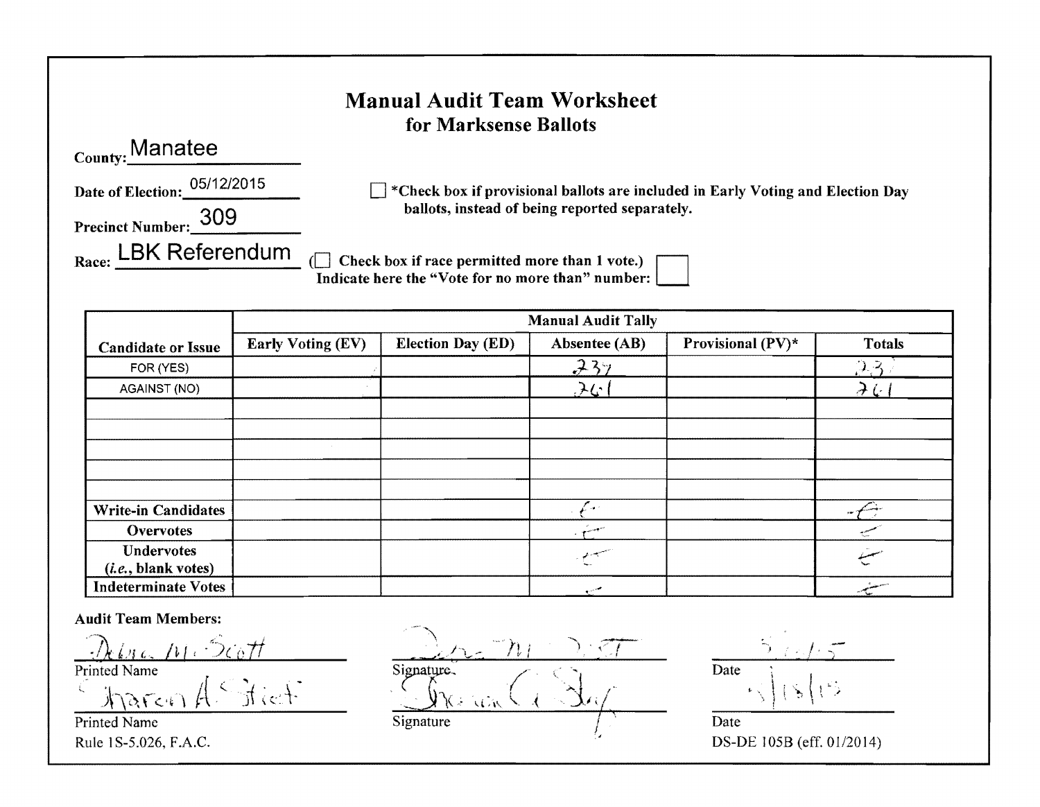# Manual Audit Team Worksheet
## for Marksense Ballots

County: Manatee

Date of Election: 05/12/2015

Precinct Number: 309

Race: LBK Referendum

☐ *Check box if provisional ballots are included in Early Voting and Election Day ballots, instead of being reported separately.

(☐ Check box if race permitted more than 1 vote.)
Indicate here the "Vote for no more than" number: ☐

| Candidate or Issue | Manual Audit Tally | | | | |
|---|---|---|---|---|---|
| | Early Voting (EV) | Election Day (ED) | Absentee (AB) | Provisional (PV)* | Totals |
| FOR (YES) | | | 237 | | 237 |
| AGAINST (NO) | | | 261 | | 261 |
| | | | | | |
| | | | | | |
| | | | | | |
| | | | | | |
| Write-in Candidates | | | 0 | | 0 |
| Overvotes | | | 0 | | 0 |
| Undervotes (*i.e.*, blank votes) | | | 0 | | 0 |
| Indeterminate Votes | | | 0 | | 0 |

**Audit Team Members:**

| Printed Name | Signature | Date |
|---|---|---|
| Debra M. Scott | Debra M Scott | 5/15/15 |
| Sharon A. Stief | Sharon A. Stief | 5/18/15 |

Rule 1S-5.026, F.A.C.

DS-DE 105B (eff. 01/2014)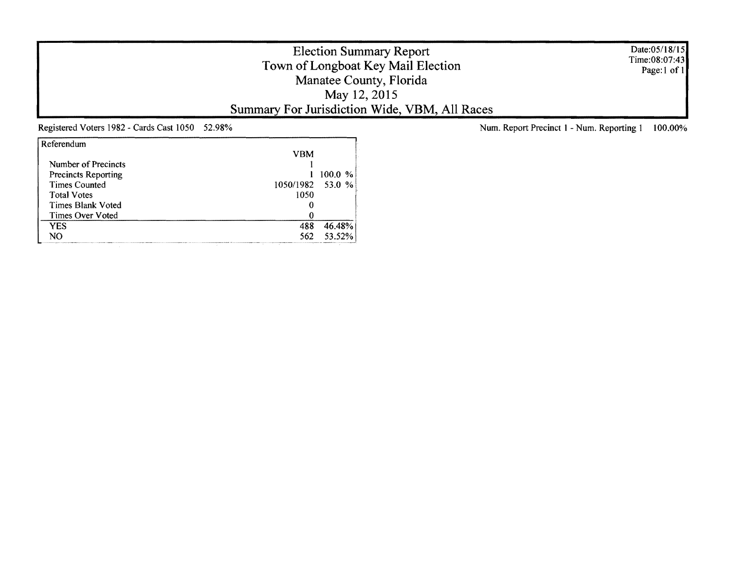# Election Summary Report
## Town of Longboat Key Mail Election
## Manatee County, Florida
## May 12, 2015
## Summary For Jurisdiction Wide, VBM, All Races

Date:05/18/15
Time:08:07:43
Page:1 of 1

Registered Voters 1982 - Cards Cast 1050 52.98%

Num. Report Precinct 1 - Num. Reporting 1 100.00%

| Referendum | VBM | |
|---|---|---|
| Number of Precincts | 1 | |
| Precincts Reporting | 1 | 100.0 % |
| Times Counted | 1050/1982 | 53.0 % |
| Total Votes | 1050 | |
| Times Blank Voted | 0 | |
| Times Over Voted | 0 | |
| YES | 488 | 46.48% |
| NO | 562 | 53.52% |